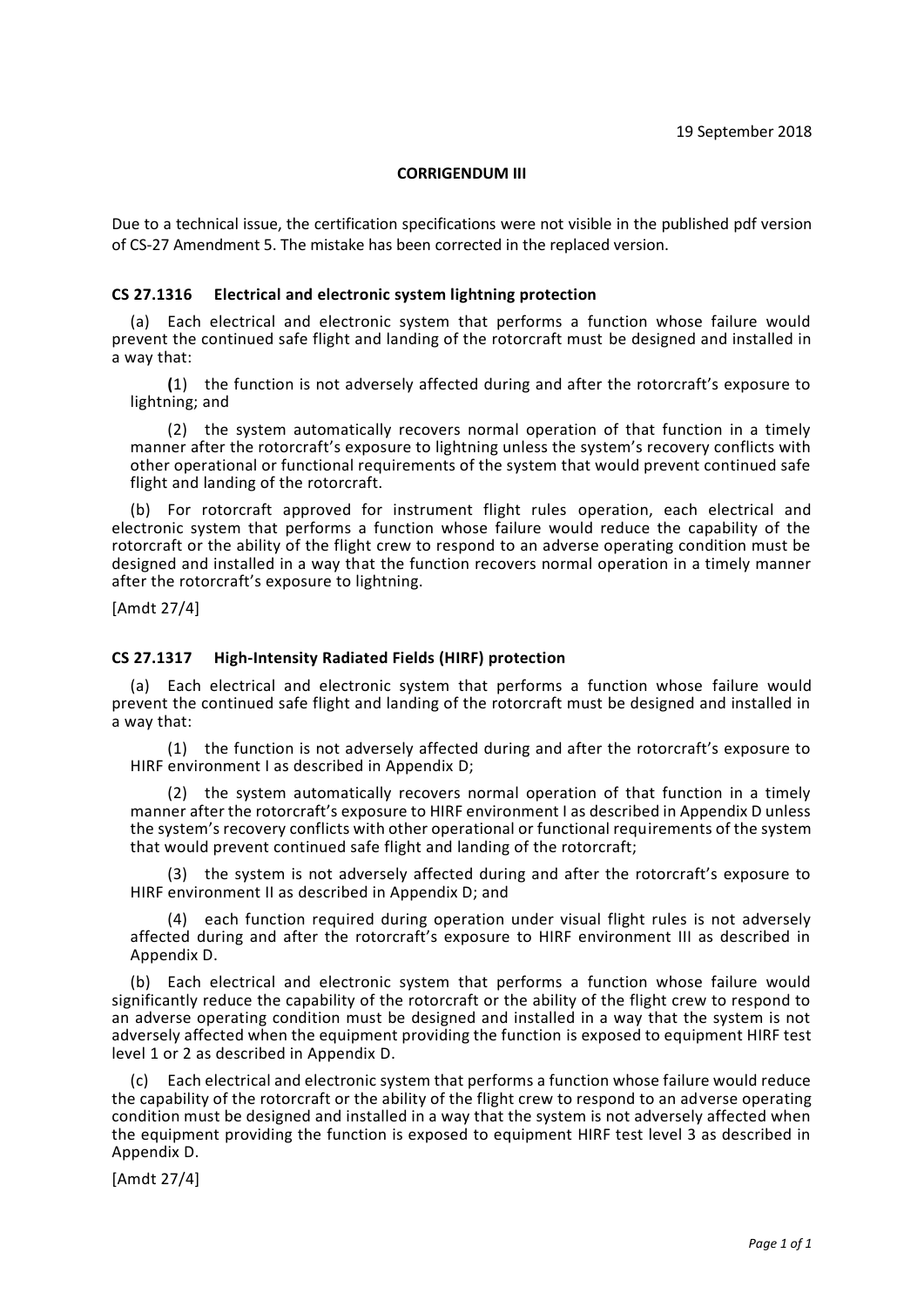19 September 2018

**CORRIGENDUM III**

Due to a technical issue, the certification specifications were not visible in the published pdf version of CS-27 Amendment 5. The mistake has been corrected in the replaced version.

### CS 27.1316 Electrical and electronic system lightning protection

(a) Each electrical and electronic system that performs a function whose failure would prevent the continued safe flight and landing of the rotorcraft must be designed and installed in a way that:

(1) the function is not adversely affected during and after the rotorcraft's exposure to lightning; and

(2) the system automatically recovers normal operation of that function in a timely manner after the rotorcraft's exposure to lightning unless the system's recovery conflicts with other operational or functional requirements of the system that would prevent continued safe flight and landing of the rotorcraft.

(b) For rotorcraft approved for instrument flight rules operation, each electrical and electronic system that performs a function whose failure would reduce the capability of the rotorcraft or the ability of the flight crew to respond to an adverse operating condition must be designed and installed in a way that the function recovers normal operation in a timely manner after the rotorcraft's exposure to lightning.

[Amdt 27/4]

### CS 27.1317 High-Intensity Radiated Fields (HIRF) protection

(a) Each electrical and electronic system that performs a function whose failure would prevent the continued safe flight and landing of the rotorcraft must be designed and installed in a way that:

(1) the function is not adversely affected during and after the rotorcraft's exposure to HIRF environment I as described in Appendix D;

(2) the system automatically recovers normal operation of that function in a timely manner after the rotorcraft's exposure to HIRF environment I as described in Appendix D unless the system's recovery conflicts with other operational or functional requirements of the system that would prevent continued safe flight and landing of the rotorcraft;

(3) the system is not adversely affected during and after the rotorcraft's exposure to HIRF environment II as described in Appendix D; and

(4) each function required during operation under visual flight rules is not adversely affected during and after the rotorcraft's exposure to HIRF environment III as described in Appendix D.

(b) Each electrical and electronic system that performs a function whose failure would significantly reduce the capability of the rotorcraft or the ability of the flight crew to respond to an adverse operating condition must be designed and installed in a way that the system is not adversely affected when the equipment providing the function is exposed to equipment HIRF test level 1 or 2 as described in Appendix D.

(c) Each electrical and electronic system that performs a function whose failure would reduce the capability of the rotorcraft or the ability of the flight crew to respond to an adverse operating condition must be designed and installed in a way that the system is not adversely affected when the equipment providing the function is exposed to equipment HIRF test level 3 as described in Appendix D.

[Amdt 27/4]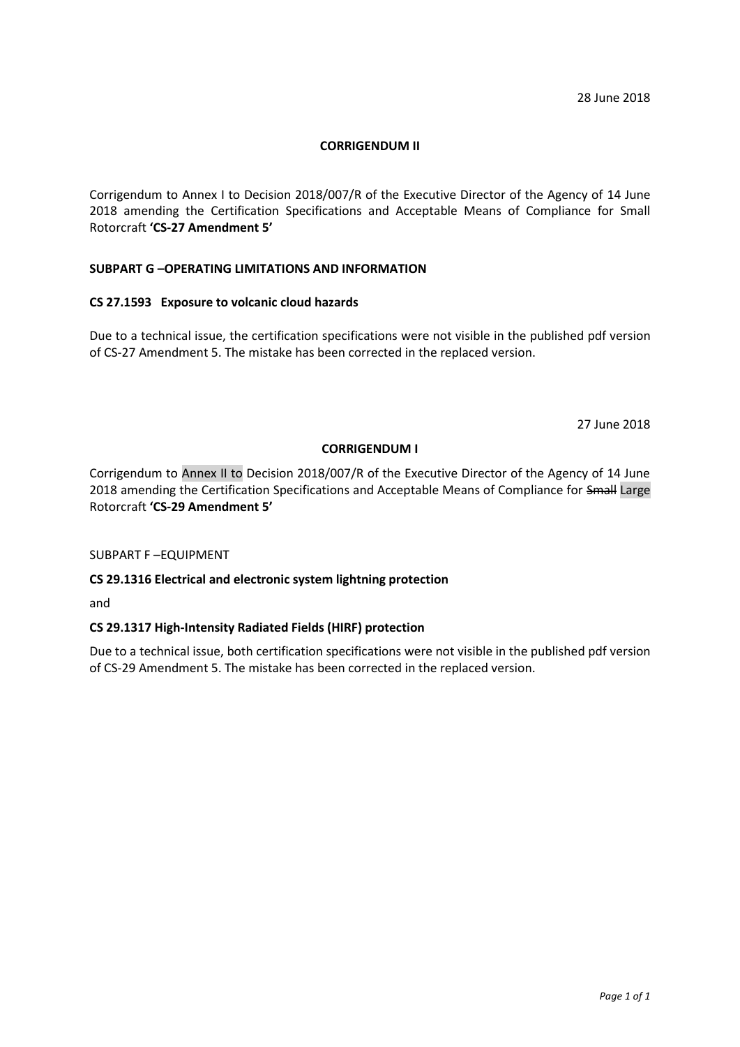28 June 2018

**CORRIGENDUM II**

Corrigendum to Annex I to Decision 2018/007/R of the Executive Director of the Agency of 14 June 2018 amending the Certification Specifications and Acceptable Means of Compliance for Small Rotorcraft **'CS-27 Amendment 5'**

**SUBPART G –OPERATING LIMITATIONS AND INFORMATION**

**CS 27.1593 Exposure to volcanic cloud hazards**

Due to a technical issue, the certification specifications were not visible in the published pdf version of CS-27 Amendment 5. The mistake has been corrected in the replaced version.

27 June 2018

**CORRIGENDUM I**

Corrigendum to Annex II to Decision 2018/007/R of the Executive Director of the Agency of 14 June 2018 amending the Certification Specifications and Acceptable Means of Compliance for ~~Small~~ Large Rotorcraft **'CS-29 Amendment 5'**

SUBPART F –EQUIPMENT

**CS 29.1316 Electrical and electronic system lightning protection**

and

**CS 29.1317 High-Intensity Radiated Fields (HIRF) protection**

Due to a technical issue, both certification specifications were not visible in the published pdf version of CS-29 Amendment 5. The mistake has been corrected in the replaced version.